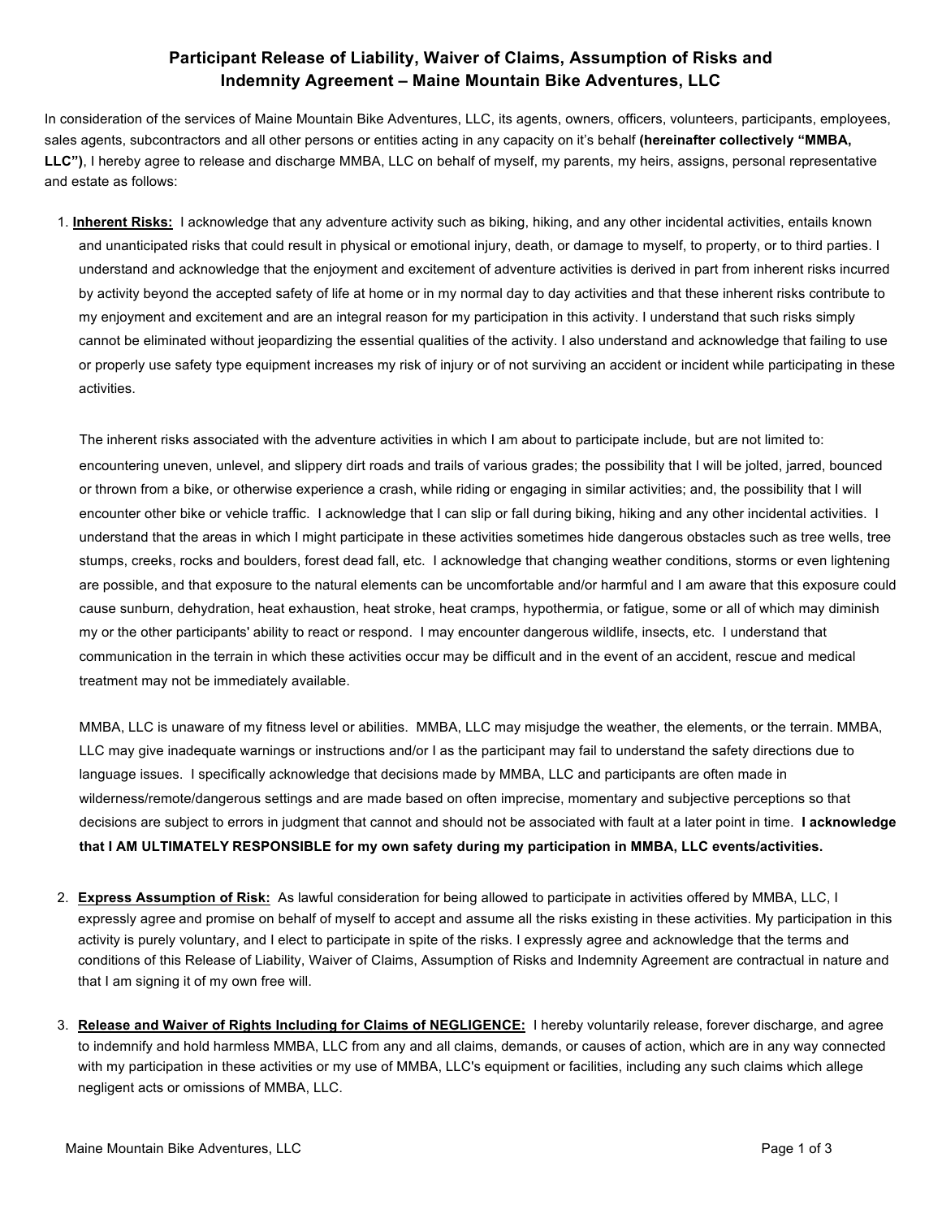## Participant Release of Liability, Waiver of Claims, Assumption of Risks and Indemnity Agreement – Maine Mountain Bike Adventures, LLC

In consideration of the services of Maine Mountain Bike Adventures, LLC, its agents, owners, officers, volunteers, participants, employees, sales agents, subcontractors and all other persons or entities acting in any capacity on it's behalf **(hereinafter collectively "MMBA, LLC")**, I hereby agree to release and discharge MMBA, LLC on behalf of myself, my parents, my heirs, assigns, personal representative and estate as follows:

1. **<u>Inherent Risks:</u>** I acknowledge that any adventure activity such as biking, hiking, and any other incidental activities, entails known and unanticipated risks that could result in physical or emotional injury, death, or damage to myself, to property, or to third parties. I understand and acknowledge that the enjoyment and excitement of adventure activities is derived in part from inherent risks incurred by activity beyond the accepted safety of life at home or in my normal day to day activities and that these inherent risks contribute to my enjoyment and excitement and are an integral reason for my participation in this activity. I understand that such risks simply cannot be eliminated without jeopardizing the essential qualities of the activity. I also understand and acknowledge that failing to use or properly use safety type equipment increases my risk of injury or of not surviving an accident or incident while participating in these activities.

   The inherent risks associated with the adventure activities in which I am about to participate include, but are not limited to: encountering uneven, unlevel, and slippery dirt roads and trails of various grades; the possibility that I will be jolted, jarred, bounced or thrown from a bike, or otherwise experience a crash, while riding or engaging in similar activities; and, the possibility that I will encounter other bike or vehicle traffic. I acknowledge that I can slip or fall during biking, hiking and any other incidental activities. I understand that the areas in which I might participate in these activities sometimes hide dangerous obstacles such as tree wells, tree stumps, creeks, rocks and boulders, forest dead fall, etc. I acknowledge that changing weather conditions, storms or even lightening are possible, and that exposure to the natural elements can be uncomfortable and/or harmful and I am aware that this exposure could cause sunburn, dehydration, heat exhaustion, heat stroke, heat cramps, hypothermia, or fatigue, some or all of which may diminish my or the other participants' ability to react or respond. I may encounter dangerous wildlife, insects, etc. I understand that communication in the terrain in which these activities occur may be difficult and in the event of an accident, rescue and medical treatment may not be immediately available.

   MMBA, LLC is unaware of my fitness level or abilities. MMBA, LLC may misjudge the weather, the elements, or the terrain. MMBA, LLC may give inadequate warnings or instructions and/or I as the participant may fail to understand the safety directions due to language issues. I specifically acknowledge that decisions made by MMBA, LLC and participants are often made in wilderness/remote/dangerous settings and are made based on often imprecise, momentary and subjective perceptions so that decisions are subject to errors in judgment that cannot and should not be associated with fault at a later point in time. **I acknowledge that I AM ULTIMATELY RESPONSIBLE for my own safety during my participation in MMBA, LLC events/activities.**

2. **<u>Express Assumption of Risk:</u>** As lawful consideration for being allowed to participate in activities offered by MMBA, LLC, I expressly agree and promise on behalf of myself to accept and assume all the risks existing in these activities. My participation in this activity is purely voluntary, and I elect to participate in spite of the risks. I expressly agree and acknowledge that the terms and conditions of this Release of Liability, Waiver of Claims, Assumption of Risks and Indemnity Agreement are contractual in nature and that I am signing it of my own free will.

3. **<u>Release and Waiver of Rights Including for Claims of NEGLIGENCE:</u>** I hereby voluntarily release, forever discharge, and agree to indemnify and hold harmless MMBA, LLC from any and all claims, demands, or causes of action, which are in any way connected with my participation in these activities or my use of MMBA, LLC's equipment or facilities, including any such claims which allege negligent acts or omissions of MMBA, LLC.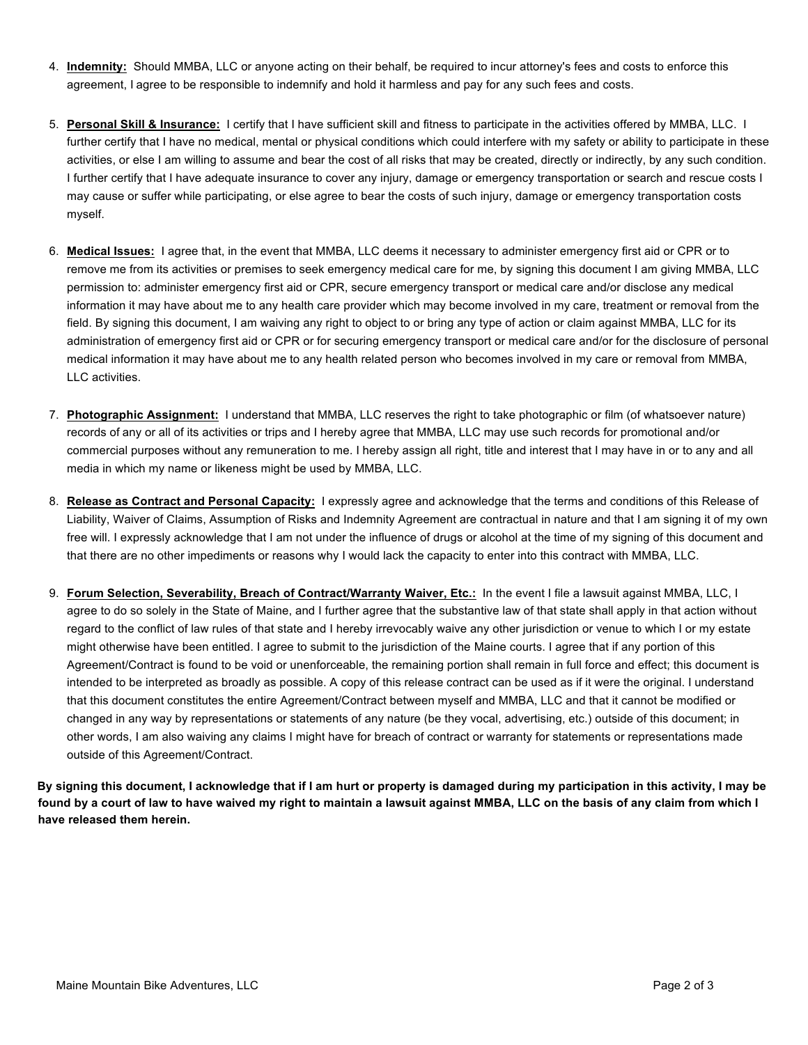4. **Indemnity:** Should MMBA, LLC or anyone acting on their behalf, be required to incur attorney's fees and costs to enforce this agreement, I agree to be responsible to indemnify and hold it harmless and pay for any such fees and costs.

5. **Personal Skill & Insurance:** I certify that I have sufficient skill and fitness to participate in the activities offered by MMBA, LLC. I further certify that I have no medical, mental or physical conditions which could interfere with my safety or ability to participate in these activities, or else I am willing to assume and bear the cost of all risks that may be created, directly or indirectly, by any such condition. I further certify that I have adequate insurance to cover any injury, damage or emergency transportation or search and rescue costs I may cause or suffer while participating, or else agree to bear the costs of such injury, damage or emergency transportation costs myself.

6. **Medical Issues:** I agree that, in the event that MMBA, LLC deems it necessary to administer emergency first aid or CPR or to remove me from its activities or premises to seek emergency medical care for me, by signing this document I am giving MMBA, LLC permission to: administer emergency first aid or CPR, secure emergency transport or medical care and/or disclose any medical information it may have about me to any health care provider which may become involved in my care, treatment or removal from the field. By signing this document, I am waiving any right to object to or bring any type of action or claim against MMBA, LLC for its administration of emergency first aid or CPR or for securing emergency transport or medical care and/or for the disclosure of personal medical information it may have about me to any health related person who becomes involved in my care or removal from MMBA, LLC activities.

7. **Photographic Assignment:** I understand that MMBA, LLC reserves the right to take photographic or film (of whatsoever nature) records of any or all of its activities or trips and I hereby agree that MMBA, LLC may use such records for promotional and/or commercial purposes without any remuneration to me. I hereby assign all right, title and interest that I may have in or to any and all media in which my name or likeness might be used by MMBA, LLC.

8. **Release as Contract and Personal Capacity:** I expressly agree and acknowledge that the terms and conditions of this Release of Liability, Waiver of Claims, Assumption of Risks and Indemnity Agreement are contractual in nature and that I am signing it of my own free will. I expressly acknowledge that I am not under the influence of drugs or alcohol at the time of my signing of this document and that there are no other impediments or reasons why I would lack the capacity to enter into this contract with MMBA, LLC.

9. **Forum Selection, Severability, Breach of Contract/Warranty Waiver, Etc.:** In the event I file a lawsuit against MMBA, LLC, I agree to do so solely in the State of Maine, and I further agree that the substantive law of that state shall apply in that action without regard to the conflict of law rules of that state and I hereby irrevocably waive any other jurisdiction or venue to which I or my estate might otherwise have been entitled. I agree to submit to the jurisdiction of the Maine courts. I agree that if any portion of this Agreement/Contract is found to be void or unenforceable, the remaining portion shall remain in full force and effect; this document is intended to be interpreted as broadly as possible. A copy of this release contract can be used as if it were the original. I understand that this document constitutes the entire Agreement/Contract between myself and MMBA, LLC and that it cannot be modified or changed in any way by representations or statements of any nature (be they vocal, advertising, etc.) outside of this document; in other words, I am also waiving any claims I might have for breach of contract or warranty for statements or representations made outside of this Agreement/Contract.

**By signing this document, I acknowledge that if I am hurt or property is damaged during my participation in this activity, I may be found by a court of law to have waived my right to maintain a lawsuit against MMBA, LLC on the basis of any claim from which I have released them herein.**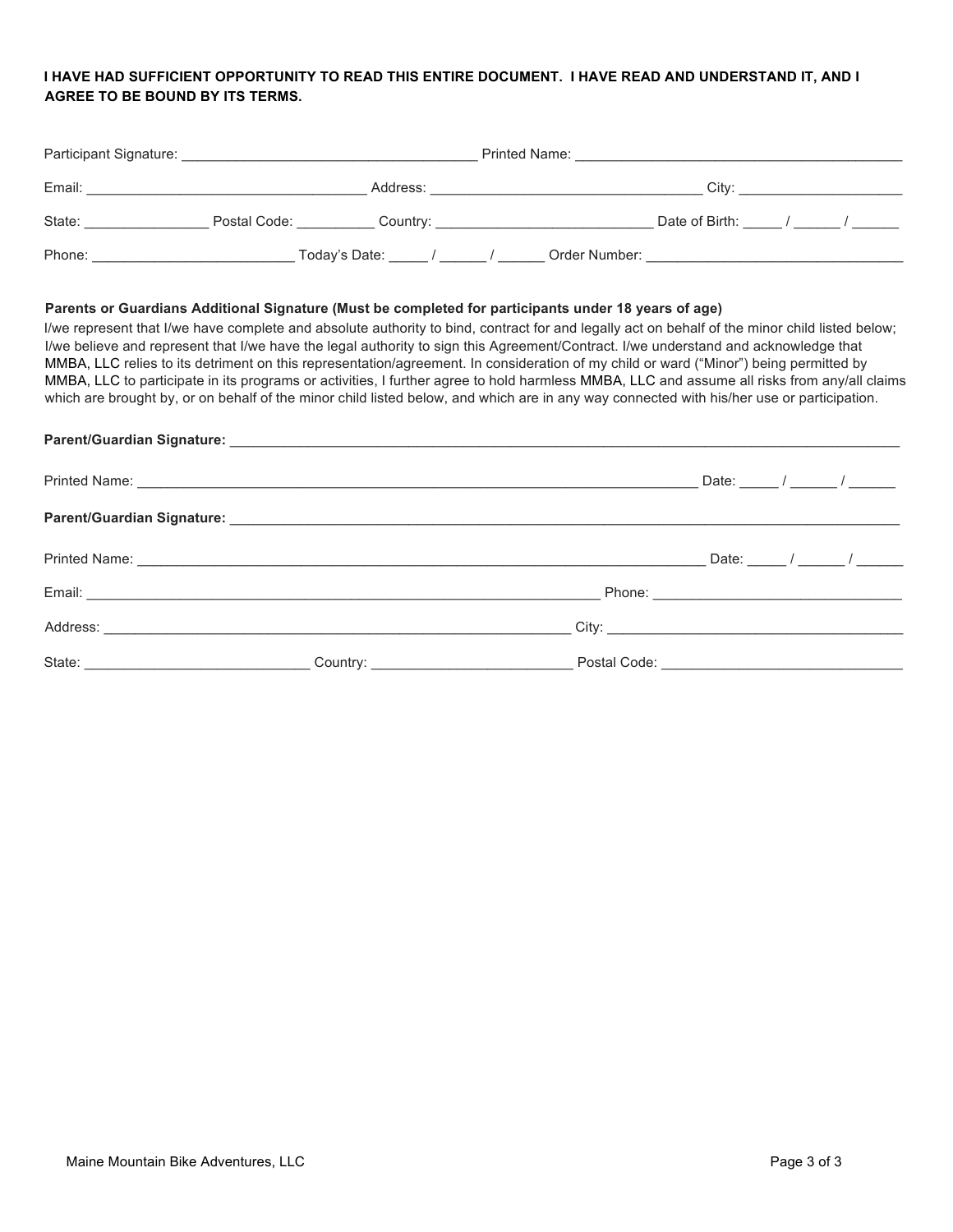**I HAVE HAD SUFFICIENT OPPORTUNITY TO READ THIS ENTIRE DOCUMENT. I HAVE READ AND UNDERSTAND IT, AND I AGREE TO BE BOUND BY ITS TERMS.**

Participant Signature: ______________________________________ Printed Name: ____________________________________________

Email: ____________________________________ Address: ___________________________________ City: _____________________

State: ________________ Postal Code: __________ Country: ___________________________ Date of Birth: _____ / ______ / ______

Phone: _________________________ Today's Date: _____ / ______ / ______ Order Number: _________________________________

**Parents or Guardians Additional Signature (Must be completed for participants under 18 years of age)**

I/we represent that I/we have complete and absolute authority to bind, contract for and legally act on behalf of the minor child listed below; I/we believe and represent that I/we have the legal authority to sign this Agreement/Contract. I/we understand and acknowledge that MMBA, LLC relies to its detriment on this representation/agreement. In consideration of my child or ward ("Minor") being permitted by MMBA, LLC to participate in its programs or activities, I further agree to hold harmless MMBA, LLC and assume all risks from any/all claims which are brought by, or on behalf of the minor child listed below, and which are in any way connected with his/her use or participation.

**Parent/Guardian Signature:** ___________________________________________________________________________________

Printed Name: ______________________________________________________________________ Date: _____ / ______ / ______

**Parent/Guardian Signature:** ___________________________________________________________________________________

Printed Name: ______________________________________________________________________ Date: _____ / ______ / ______

Email: ________________________________________________________________ Phone: ________________________________

Address: ___________________________________________________________ City: ______________________________________

State: _____________________________ Country: __________________________ Postal Code: _______________________________